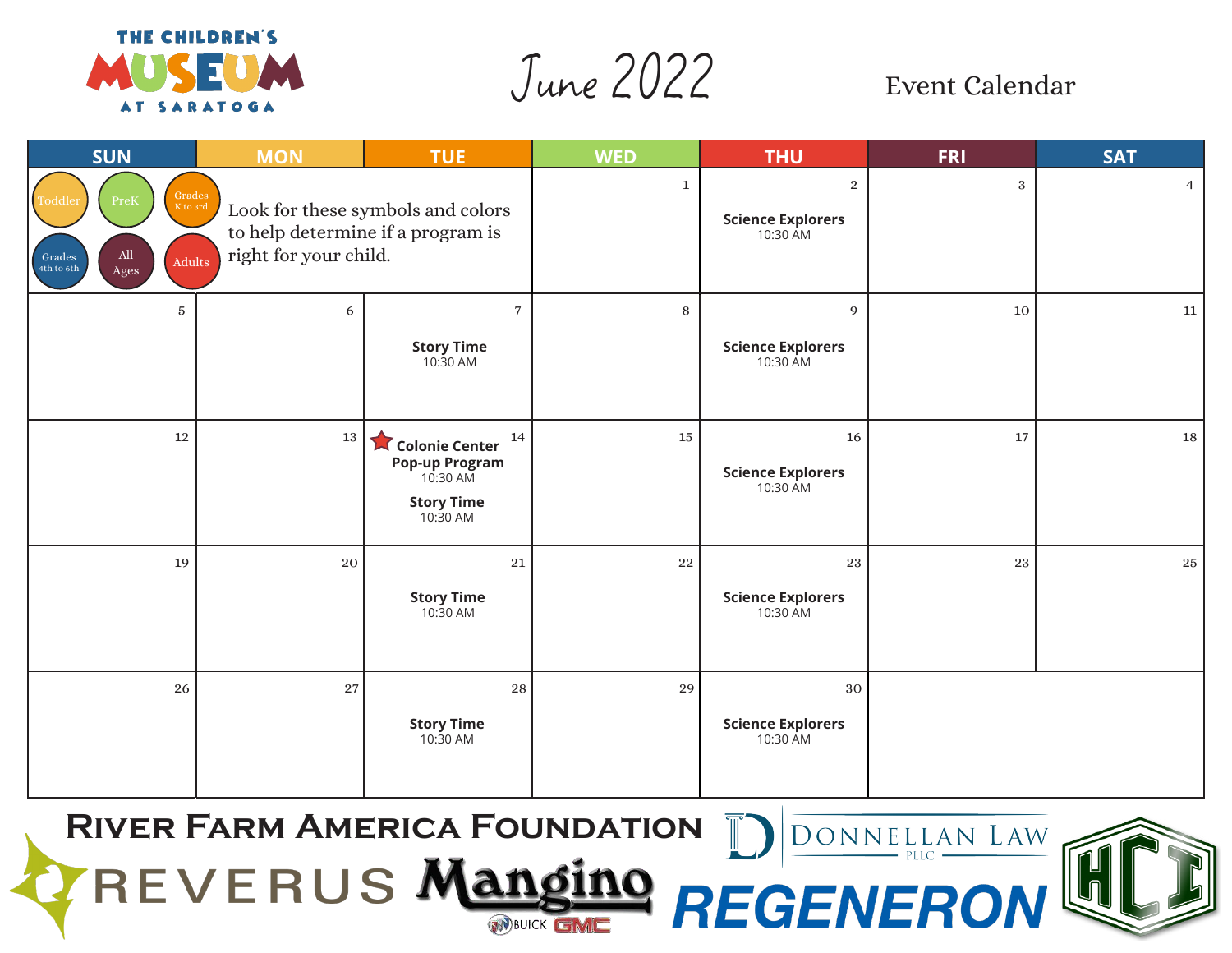# THE CHILDREN'S MUSEUM AT SARATOGA

# June 2022

## Event Calendar

| SUN | MON | TUE | WED | THU | FRI | SAT |
|---|---|---|---|---|---|---|
| Toddler, PreK, Grades K to 3rd, Grades 4th to 6th, All Ages, Adults — Look for these symbols and colors to help determine if a program is right for your child. | | | 1 | 2 **Science Explorers** 10:30 AM | 3 | 4 |
| 5 | 6 | 7 **Story Time** 10:30 AM | 8 | 9 **Science Explorers** 10:30 AM | 10 | 11 |
| 12 | 13 | 14 ★ **Colonie Center Pop-up Program** 10:30 AM **Story Time** 10:30 AM | 15 | 16 **Science Explorers** 10:30 AM | 17 | 18 |
| 19 | 20 | 21 **Story Time** 10:30 AM | 22 | 23 **Science Explorers** 10:30 AM | 23 | 25 |
| 26 | 27 | 28 **Story Time** 10:30 AM | 29 | 30 **Science Explorers** 10:30 AM | | |

River Farm America Foundation

REVERUS

Mangino Buick GMC

Donnellan Law PLLC

REGENERON

HCI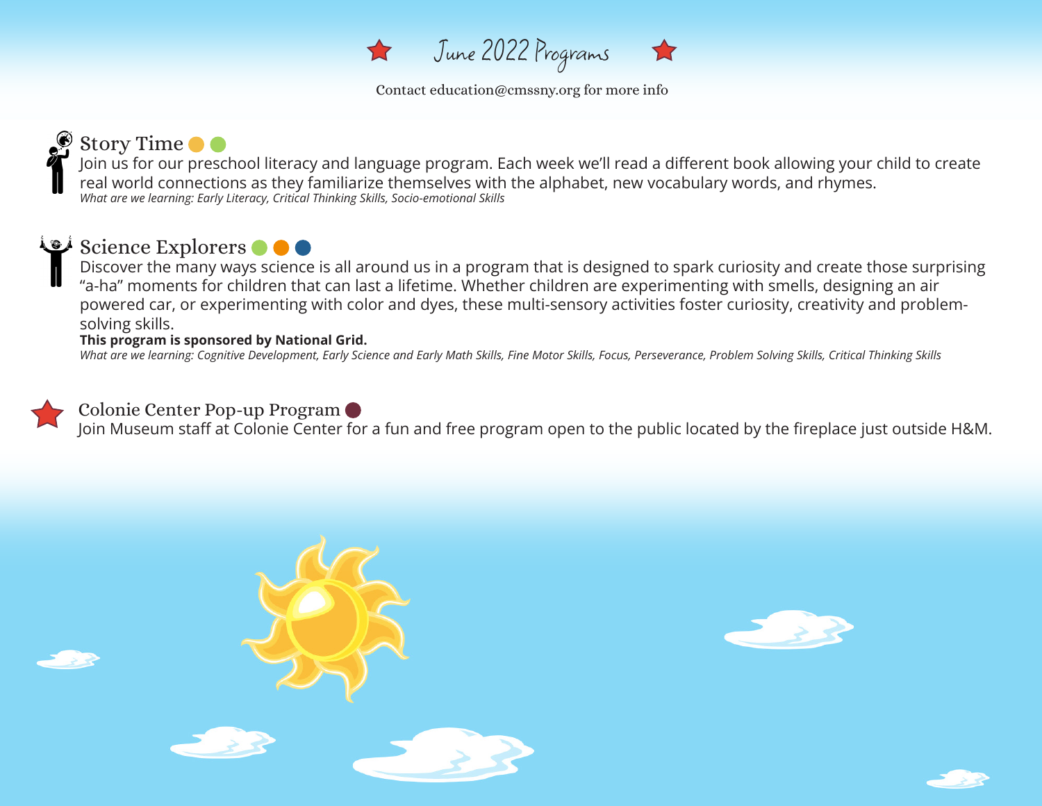# June 2022 Programs

Contact education@cmssny.org for more info

## Story Time

Join us for our preschool literacy and language program. Each week we'll read a different book allowing your child to create real world connections as they familiarize themselves with the alphabet, new vocabulary words, and rhymes.

*What are we learning: Early Literacy, Critical Thinking Skills, Socio-emotional Skills*

## Science Explorers

Discover the many ways science is all around us in a program that is designed to spark curiosity and create those surprising "a-ha" moments for children that can last a lifetime. Whether children are experimenting with smells, designing an air powered car, or experimenting with color and dyes, these multi-sensory activities foster curiosity, creativity and problem-solving skills.

**This program is sponsored by National Grid.**

*What are we learning: Cognitive Development, Early Science and Early Math Skills, Fine Motor Skills, Focus, Perseverance, Problem Solving Skills, Critical Thinking Skills*

## Colonie Center Pop-up Program

Join Museum staff at Colonie Center for a fun and free program open to the public located by the fireplace just outside H&M.